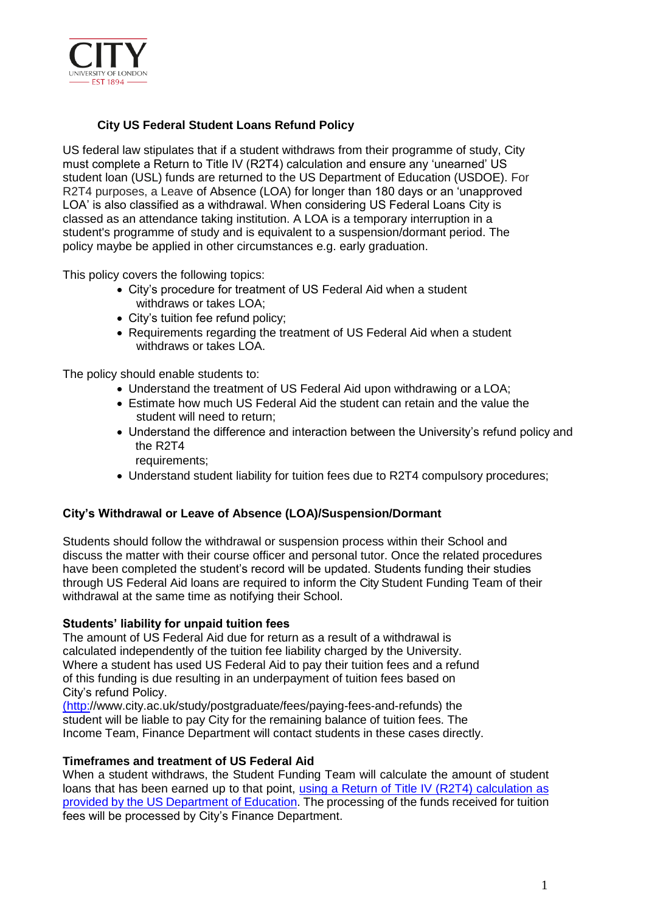# City US Federal Student Loans Refund Policy

US federal law stipulates that if a student withdraws from their programme of study, City must complete a Return to Title IV (R2T4) calculation and ensure any 'unearned' US student loan (USL) funds are returned to the US Department of Education (USDOE). For R2T4 purposes, a Leave of Absence (LOA) for longer than 180 days or an 'unapproved LOA' is also classified as a withdrawal. When considering US Federal Loans City is classed as an attendance taking institution. A LOA is a temporary interruption in a student's programme of study and is equivalent to a suspension/dormant period. The policy maybe be applied in other circumstances e.g. early graduation.

This policy covers the following topics:

- City's procedure for treatment of US Federal Aid when a student withdraws or takes LOA;
- City's tuition fee refund policy;
- Requirements regarding the treatment of US Federal Aid when a student withdraws or takes LOA.

The policy should enable students to:

- Understand the treatment of US Federal Aid upon withdrawing or a LOA;
- Estimate how much US Federal Aid the student can retain and the value the student will need to return;
- Understand the difference and interaction between the University's refund policy and the R2T4 requirements;
- Understand student liability for tuition fees due to R2T4 compulsory procedures;

## City's Withdrawal or Leave of Absence (LOA)/Suspension/Dormant

Students should follow the withdrawal or suspension process within their School and discuss the matter with their course officer and personal tutor. Once the related procedures have been completed the student's record will be updated. Students funding their studies through US Federal Aid loans are required to inform the City Student Funding Team of their withdrawal at the same time as notifying their School.

### Students' liability for unpaid tuition fees

The amount of US Federal Aid due for return as a result of a withdrawal is calculated independently of the tuition fee liability charged by the University. Where a student has used US Federal Aid to pay their tuition fees and a refund of this funding is due resulting in an underpayment of tuition fees based on City's refund Policy. (http://www.city.ac.uk/study/postgraduate/fees/paying-fees-and-refunds) the student will be liable to pay City for the remaining balance of tuition fees. The Income Team, Finance Department will contact students in these cases directly.

### Timeframes and treatment of US Federal Aid

When a student withdraws, the Student Funding Team will calculate the amount of student loans that has been earned up to that point, using a Return of Title IV (R2T4) calculation as provided by the US Department of Education. The processing of the funds received for tuition fees will be processed by City's Finance Department.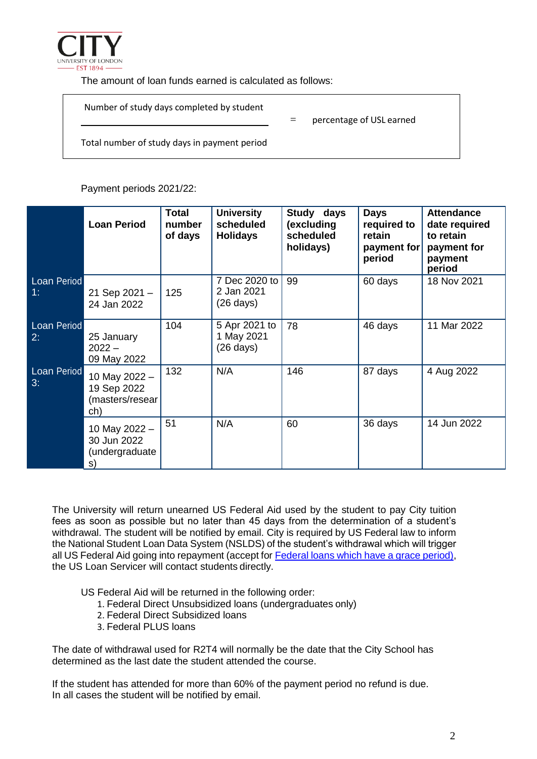The amount of loan funds earned is calculated as follows:

$$\frac{\text{Number of study days completed by student}}{\text{Total number of study days in payment period}} = \text{percentage of USL earned}$$

Payment periods 2021/22:

| | Loan Period | Total number of days | University scheduled Holidays | Study days (excluding scheduled holidays) | Days required to retain payment for period | Attendance date required to retain payment for payment period |
|---|---|---|---|---|---|---|
| Loan Period 1: | 21 Sep 2021 – 24 Jan 2022 | 125 | 7 Dec 2020 to 2 Jan 2021 (26 days) | 99 | 60 days | 18 Nov 2021 |
| Loan Period 2: | 25 January 2022 – 09 May 2022 | 104 | 5 Apr 2021 to 1 May 2021 (26 days) | 78 | 46 days | 11 Mar 2022 |
| Loan Period 3: | 10 May 2022 – 19 Sep 2022 (masters/research) | 132 | N/A | 146 | 87 days | 4 Aug 2022 |
| | 10 May 2022 – 30 Jun 2022 (undergraduates) | 51 | N/A | 60 | 36 days | 14 Jun 2022 |

The University will return unearned US Federal Aid used by the student to pay City tuition fees as soon as possible but no later than 45 days from the determination of a student's withdrawal. The student will be notified by email. City is required by US Federal law to inform the National Student Loan Data System (NSLDS) of the student's withdrawal which will trigger all US Federal Aid going into repayment (accept for Federal loans which have a grace period), the US Loan Servicer will contact students directly.

US Federal Aid will be returned in the following order:

1. Federal Direct Unsubsidized loans (undergraduates only)
2. Federal Direct Subsidized loans
3. Federal PLUS loans

The date of withdrawal used for R2T4 will normally be the date that the City School has determined as the last date the student attended the course.

If the student has attended for more than 60% of the payment period no refund is due. In all cases the student will be notified by email.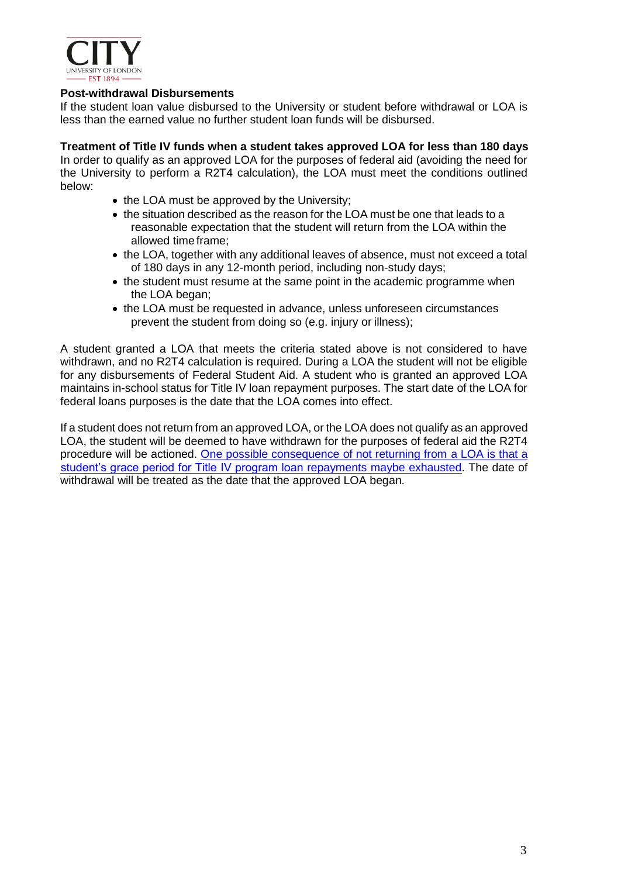**Post-withdrawal Disbursements**

If the student loan value disbursed to the University or student before withdrawal or LOA is less than the earned value no further student loan funds will be disbursed.

**Treatment of Title IV funds when a student takes approved LOA for less than 180 days**

In order to qualify as an approved LOA for the purposes of federal aid (avoiding the need for the University to perform a R2T4 calculation), the LOA must meet the conditions outlined below:

- the LOA must be approved by the University;
- the situation described as the reason for the LOA must be one that leads to a reasonable expectation that the student will return from the LOA within the allowed time frame;
- the LOA, together with any additional leaves of absence, must not exceed a total of 180 days in any 12-month period, including non-study days;
- the student must resume at the same point in the academic programme when the LOA began;
- the LOA must be requested in advance, unless unforeseen circumstances prevent the student from doing so (e.g. injury or illness);

A student granted a LOA that meets the criteria stated above is not considered to have withdrawn, and no R2T4 calculation is required. During a LOA the student will not be eligible for any disbursements of Federal Student Aid. A student who is granted an approved LOA maintains in-school status for Title IV loan repayment purposes. The start date of the LOA for federal loans purposes is the date that the LOA comes into effect.

If a student does not return from an approved LOA, or the LOA does not qualify as an approved LOA, the student will be deemed to have withdrawn for the purposes of federal aid the R2T4 procedure will be actioned. One possible consequence of not returning from a LOA is that a student's grace period for Title IV program loan repayments maybe exhausted. The date of withdrawal will be treated as the date that the approved LOA began.